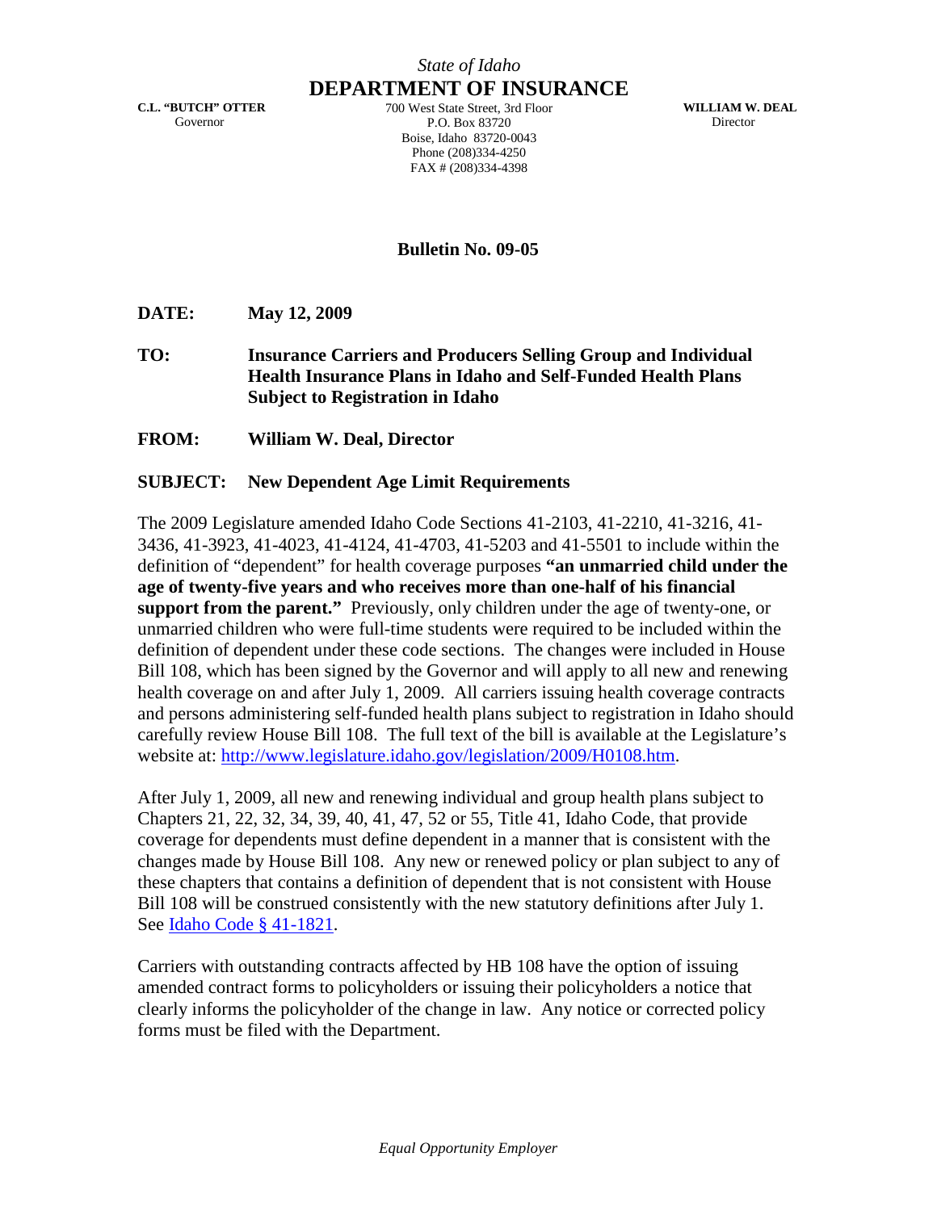*State of Idaho*

# DEPARTMENT OF INSURANCE

**C.L. "BUTCH" OTTER**
Governor

700 West State Street, 3rd Floor
P.O. Box 83720
Boise, Idaho 83720-0043
Phone (208)334-4250
FAX # (208)334-4398

**WILLIAM W. DEAL**
Director

## Bulletin No. 09-05

**DATE:** **May 12, 2009**

**TO:** **Insurance Carriers and Producers Selling Group and Individual Health Insurance Plans in Idaho and Self-Funded Health Plans Subject to Registration in Idaho**

**FROM:** **William W. Deal, Director**

**SUBJECT:** **New Dependent Age Limit Requirements**

The 2009 Legislature amended Idaho Code Sections 41-2103, 41-2210, 41-3216, 41-3436, 41-3923, 41-4023, 41-4124, 41-4703, 41-5203 and 41-5501 to include within the definition of "dependent" for health coverage purposes **"an unmarried child under the age of twenty-five years and who receives more than one-half of his financial support from the parent."** Previously, only children under the age of twenty-one, or unmarried children who were full-time students were required to be included within the definition of dependent under these code sections. The changes were included in House Bill 108, which has been signed by the Governor and will apply to all new and renewing health coverage on and after July 1, 2009. All carriers issuing health coverage contracts and persons administering self-funded health plans subject to registration in Idaho should carefully review House Bill 108. The full text of the bill is available at the Legislature's website at: [http://www.legislature.idaho.gov/legislation/2009/H0108.htm](http://www.legislature.idaho.gov/legislation/2009/H0108.htm).

After July 1, 2009, all new and renewing individual and group health plans subject to Chapters 21, 22, 32, 34, 39, 40, 41, 47, 52 or 55, Title 41, Idaho Code, that provide coverage for dependents must define dependent in a manner that is consistent with the changes made by House Bill 108. Any new or renewed policy or plan subject to any of these chapters that contains a definition of dependent that is not consistent with House Bill 108 will be construed consistently with the new statutory definitions after July 1. See Idaho Code § 41-1821.

Carriers with outstanding contracts affected by HB 108 have the option of issuing amended contract forms to policyholders or issuing their policyholders a notice that clearly informs the policyholder of the change in law. Any notice or corrected policy forms must be filed with the Department.

*Equal Opportunity Employer*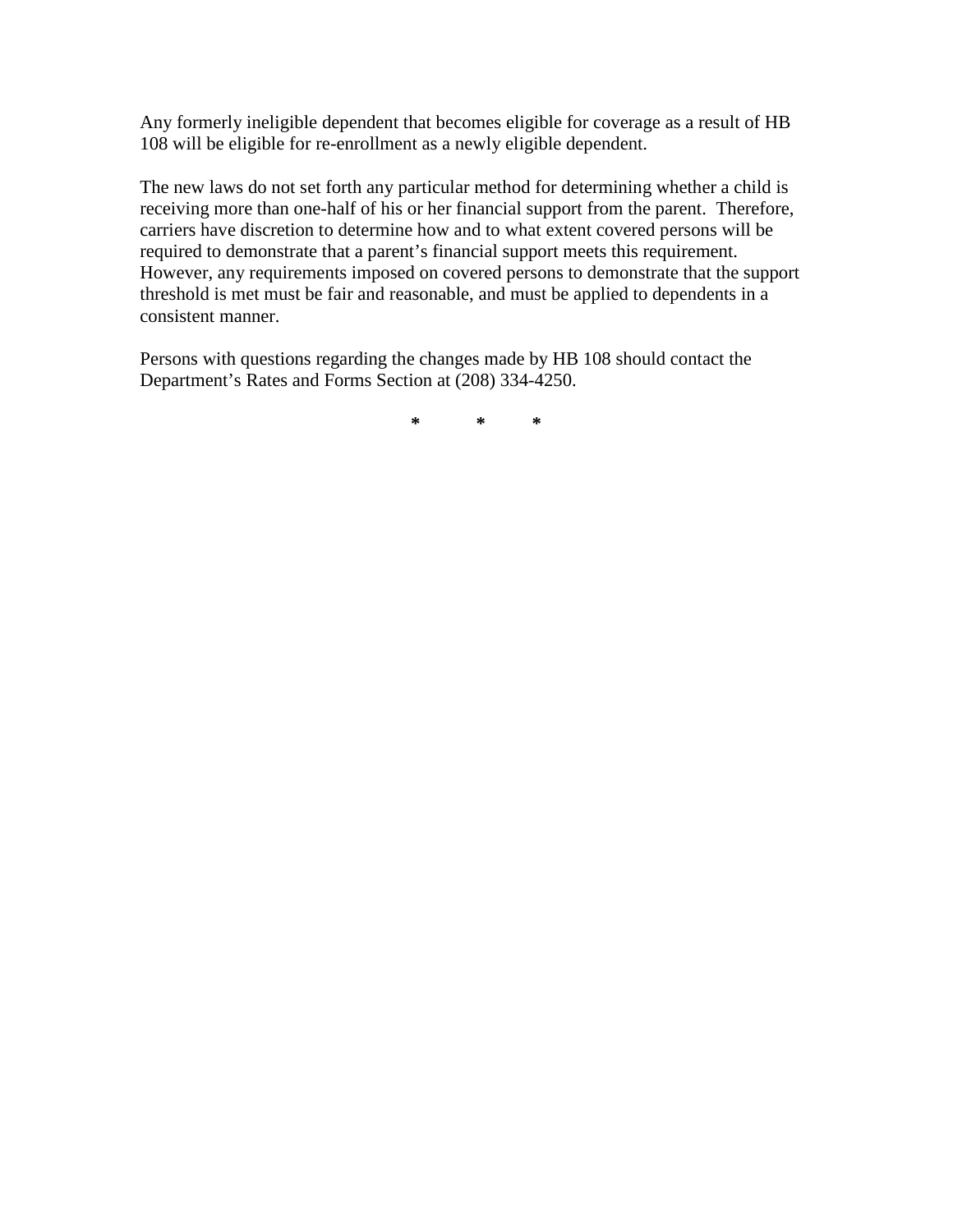Any formerly ineligible dependent that becomes eligible for coverage as a result of HB 108 will be eligible for re-enrollment as a newly eligible dependent.

The new laws do not set forth any particular method for determining whether a child is receiving more than one-half of his or her financial support from the parent. Therefore, carriers have discretion to determine how and to what extent covered persons will be required to demonstrate that a parent's financial support meets this requirement. However, any requirements imposed on covered persons to demonstrate that the support threshold is met must be fair and reasonable, and must be applied to dependents in a consistent manner.

Persons with questions regarding the changes made by HB 108 should contact the Department's Rates and Forms Section at (208) 334-4250.

**\*　　\*　　\***